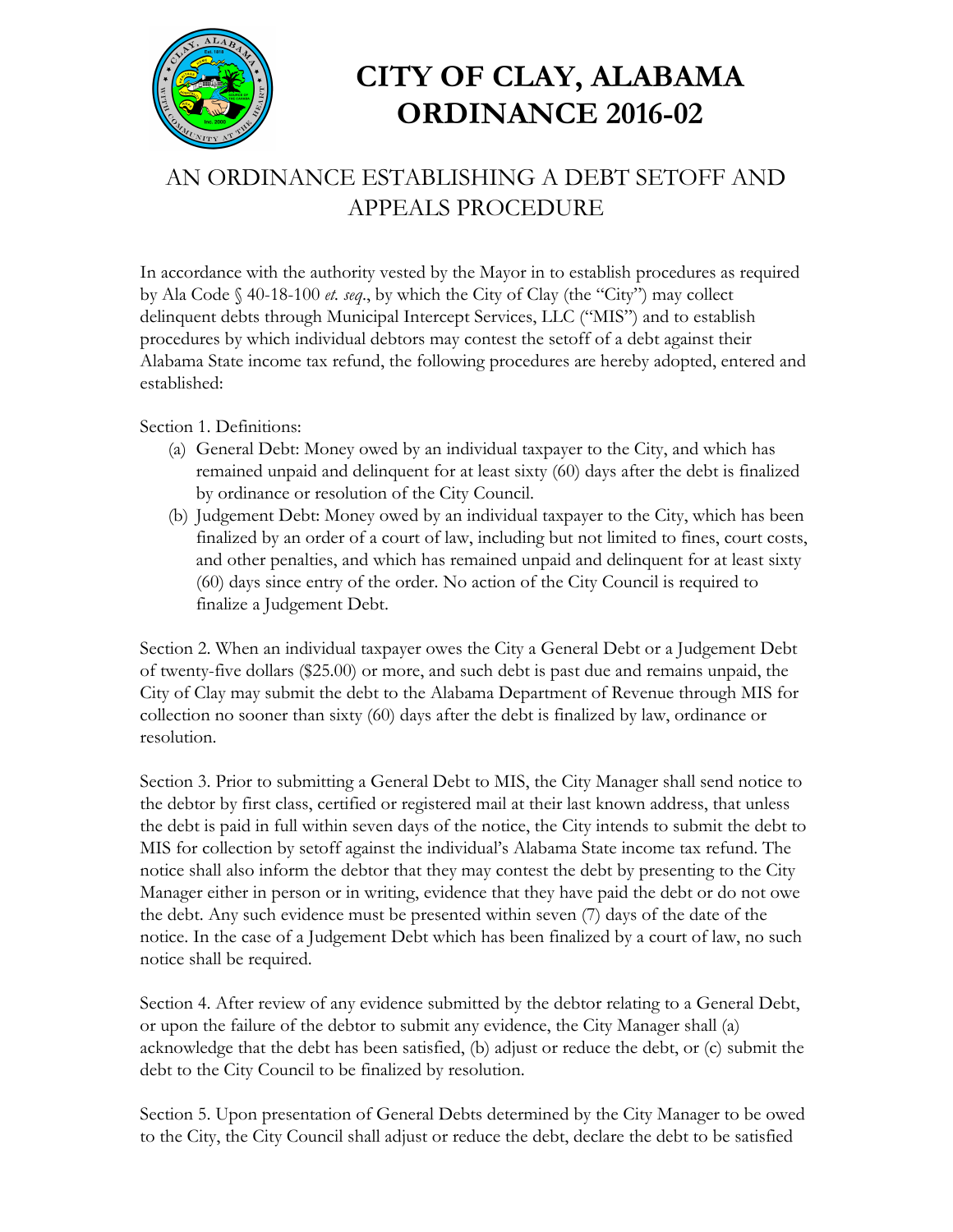# CITY OF CLAY, ALABAMA ORDINANCE 2016-02

## AN ORDINANCE ESTABLISHING A DEBT SETOFF AND APPEALS PROCEDURE

In accordance with the authority vested by the Mayor in to establish procedures as required by Ala Code § 40-18-100 *et. seq*., by which the City of Clay (the "City") may collect delinquent debts through Municipal Intercept Services, LLC ("MIS") and to establish procedures by which individual debtors may contest the setoff of a debt against their Alabama State income tax refund, the following procedures are hereby adopted, entered and established:

Section 1. Definitions:

(a) General Debt: Money owed by an individual taxpayer to the City, and which has remained unpaid and delinquent for at least sixty (60) days after the debt is finalized by ordinance or resolution of the City Council.

(b) Judgement Debt: Money owed by an individual taxpayer to the City, which has been finalized by an order of a court of law, including but not limited to fines, court costs, and other penalties, and which has remained unpaid and delinquent for at least sixty (60) days since entry of the order. No action of the City Council is required to finalize a Judgement Debt.

Section 2. When an individual taxpayer owes the City a General Debt or a Judgement Debt of twenty-five dollars ($25.00) or more, and such debt is past due and remains unpaid, the City of Clay may submit the debt to the Alabama Department of Revenue through MIS for collection no sooner than sixty (60) days after the debt is finalized by law, ordinance or resolution.

Section 3. Prior to submitting a General Debt to MIS, the City Manager shall send notice to the debtor by first class, certified or registered mail at their last known address, that unless the debt is paid in full within seven days of the notice, the City intends to submit the debt to MIS for collection by setoff against the individual's Alabama State income tax refund. The notice shall also inform the debtor that they may contest the debt by presenting to the City Manager either in person or in writing, evidence that they have paid the debt or do not owe the debt. Any such evidence must be presented within seven (7) days of the date of the notice. In the case of a Judgement Debt which has been finalized by a court of law, no such notice shall be required.

Section 4. After review of any evidence submitted by the debtor relating to a General Debt, or upon the failure of the debtor to submit any evidence, the City Manager shall (a) acknowledge that the debt has been satisfied, (b) adjust or reduce the debt, or (c) submit the debt to the City Council to be finalized by resolution.

Section 5. Upon presentation of General Debts determined by the City Manager to be owed to the City, the City Council shall adjust or reduce the debt, declare the debt to be satisfied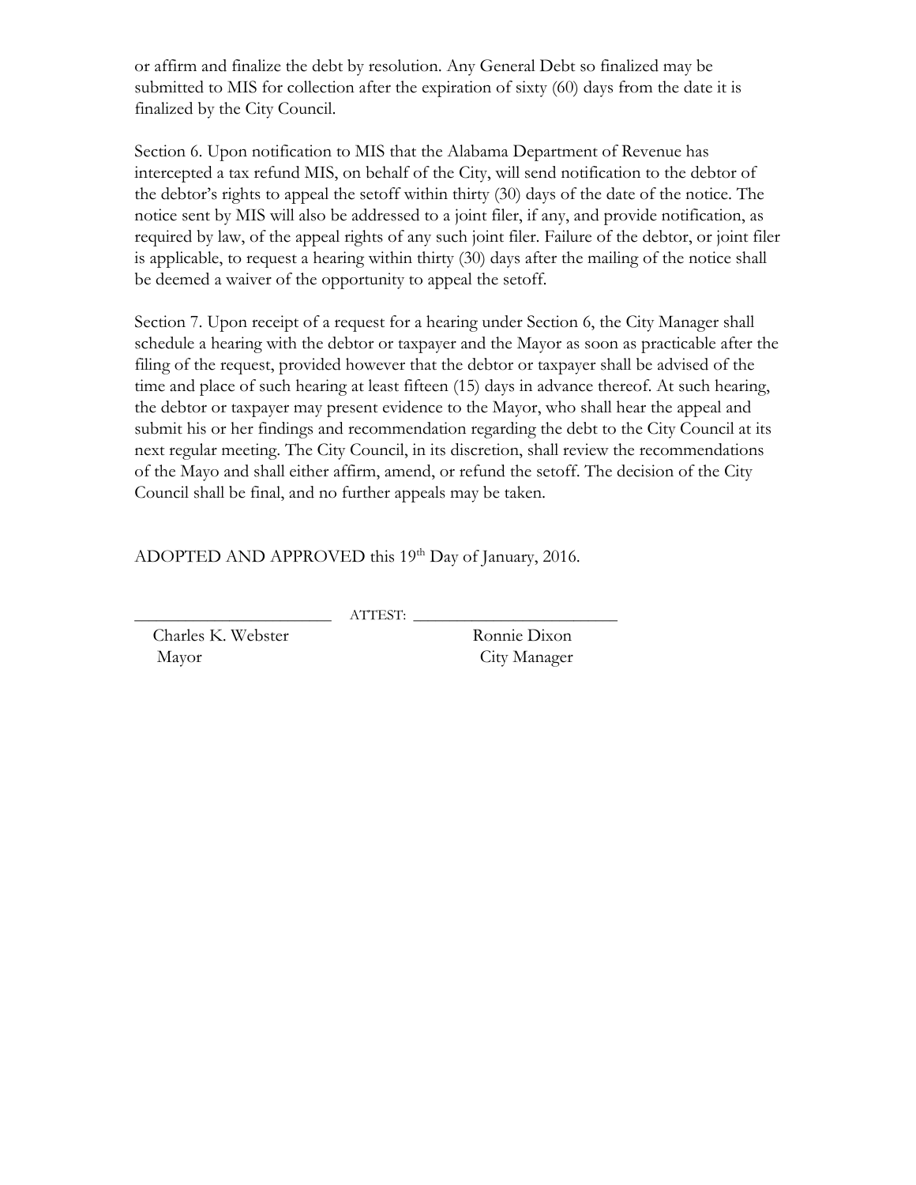or affirm and finalize the debt by resolution. Any General Debt so finalized may be submitted to MIS for collection after the expiration of sixty (60) days from the date it is finalized by the City Council.

Section 6. Upon notification to MIS that the Alabama Department of Revenue has intercepted a tax refund MIS, on behalf of the City, will send notification to the debtor of the debtor's rights to appeal the setoff within thirty (30) days of the date of the notice. The notice sent by MIS will also be addressed to a joint filer, if any, and provide notification, as required by law, of the appeal rights of any such joint filer. Failure of the debtor, or joint filer is applicable, to request a hearing within thirty (30) days after the mailing of the notice shall be deemed a waiver of the opportunity to appeal the setoff.

Section 7. Upon receipt of a request for a hearing under Section 6, the City Manager shall schedule a hearing with the debtor or taxpayer and the Mayor as soon as practicable after the filing of the request, provided however that the debtor or taxpayer shall be advised of the time and place of such hearing at least fifteen (15) days in advance thereof. At such hearing, the debtor or taxpayer may present evidence to the Mayor, who shall hear the appeal and submit his or her findings and recommendation regarding the debt to the City Council at its next regular meeting. The City Council, in its discretion, shall review the recommendations of the Mayo and shall either affirm, amend, or refund the setoff. The decision of the City Council shall be final, and no further appeals may be taken.

ADOPTED AND APPROVED this 19th Day of January, 2016.

\_\_\_\_\_\_\_\_\_\_\_\_\_\_\_\_\_\_\_\_\_\_\_\_ ATTEST: \_\_\_\_\_\_\_\_\_\_\_\_\_\_\_\_\_\_\_\_\_\_\_\_

Charles K. Webster  
Mayor

Ronnie Dixon  
City Manager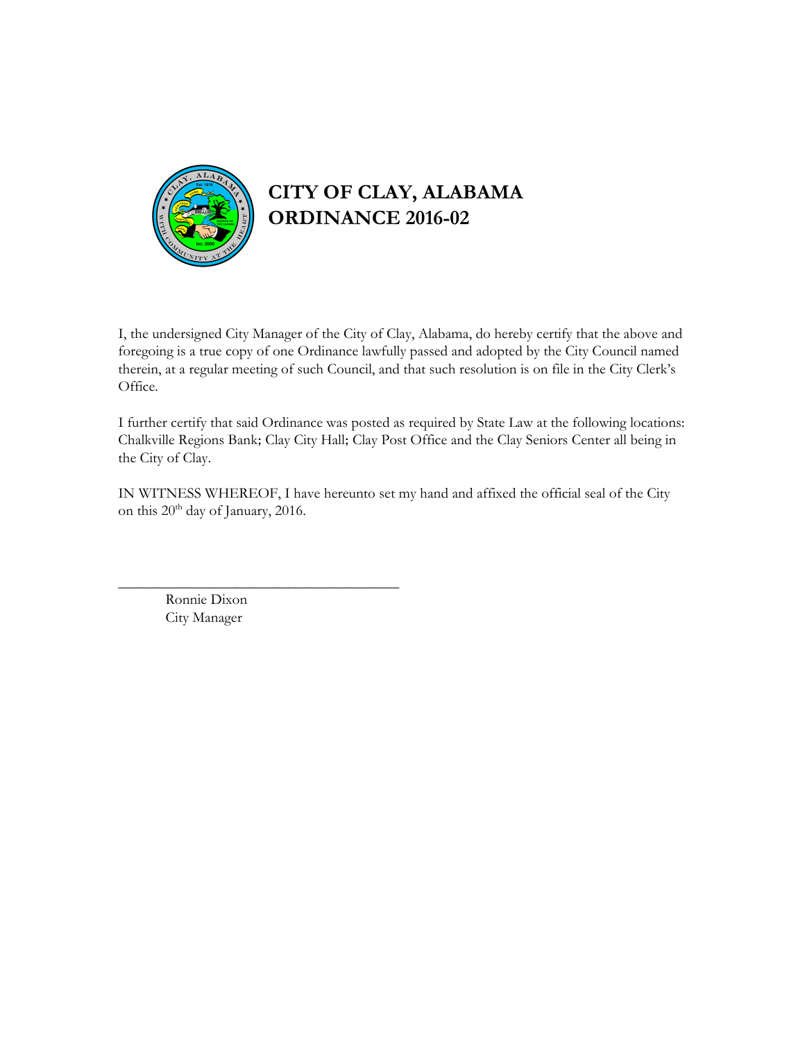# CITY OF CLAY, ALABAMA
# ORDINANCE 2016-02

I, the undersigned City Manager of the City of Clay, Alabama, do hereby certify that the above and foregoing is a true copy of one Ordinance lawfully passed and adopted by the City Council named therein, at a regular meeting of such Council, and that such resolution is on file in the City Clerk's Office.

I further certify that said Ordinance was posted as required by State Law at the following locations: Chalkville Regions Bank; Clay City Hall; Clay Post Office and the Clay Seniors Center all being in the City of Clay.

IN WITNESS WHEREOF, I have hereunto set my hand and affixed the official seal of the City on this 20th day of January, 2016.

\_\_\_\_\_\_\_\_\_\_\_\_\_\_\_\_\_\_\_\_\_\_\_\_\_\_\_\_\_\_\_\_\_\_\_\_\_\_\_\_

Ronnie Dixon
City Manager